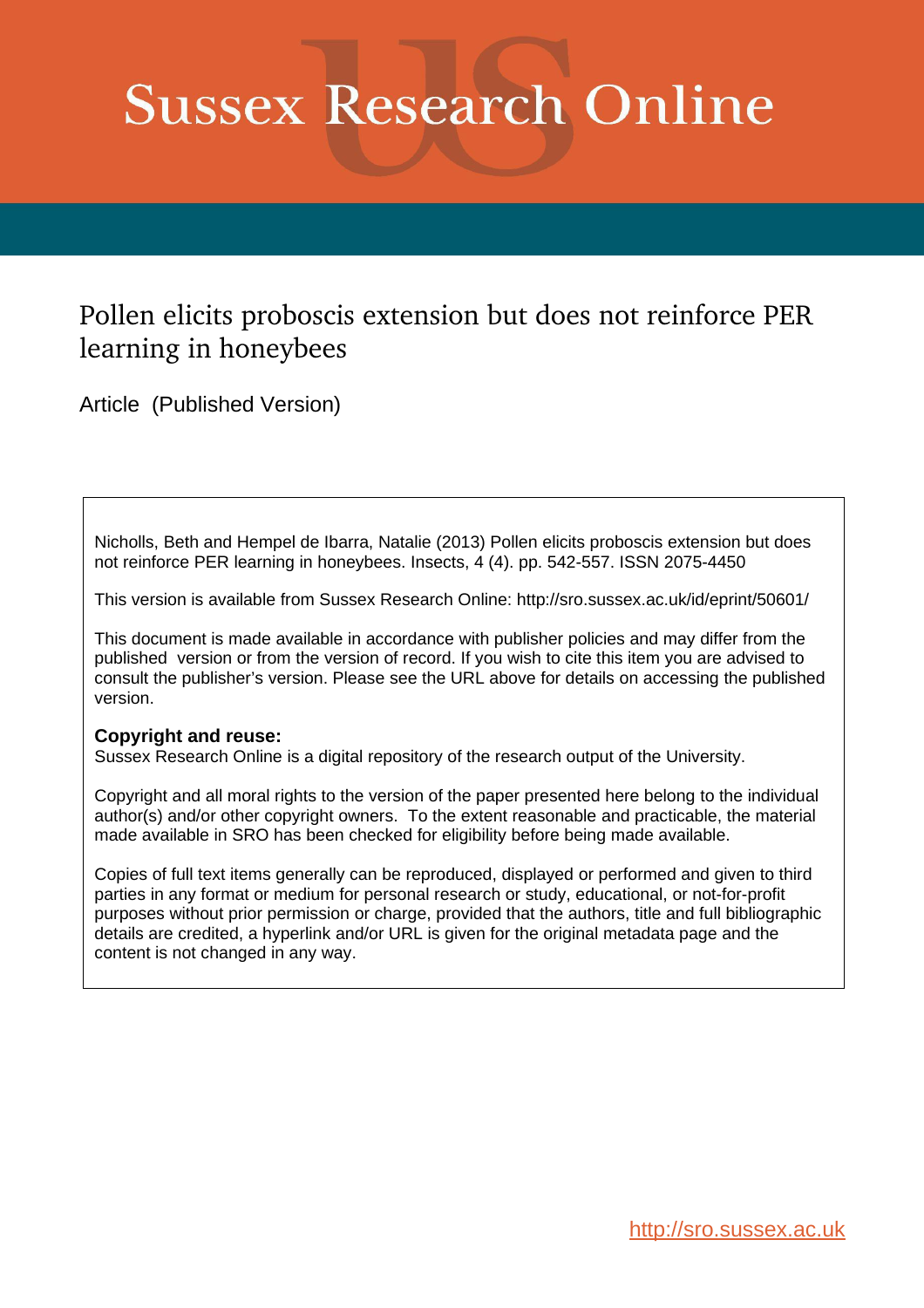# Sussex Research Online

## Pollen elicits proboscis extension but does not reinforce PER learning in honeybees

Article (Published Version)

Nicholls, Beth and Hempel de Ibarra, Natalie (2013) Pollen elicits proboscis extension but does not reinforce PER learning in honeybees. Insects, 4 (4). pp. 542-557. ISSN 2075-4450

This version is available from Sussex Research Online: http://sro.sussex.ac.uk/id/eprint/50601/

This document is made available in accordance with publisher policies and may differ from the published version or from the version of record. If you wish to cite this item you are advised to consult the publisher's version. Please see the URL above for details on accessing the published version.

**Copyright and reuse:**
Sussex Research Online is a digital repository of the research output of the University.

Copyright and all moral rights to the version of the paper presented here belong to the individual author(s) and/or other copyright owners. To the extent reasonable and practicable, the material made available in SRO has been checked for eligibility before being made available.

Copies of full text items generally can be reproduced, displayed or performed and given to third parties in any format or medium for personal research or study, educational, or not-for-profit purposes without prior permission or charge, provided that the authors, title and full bibliographic details are credited, a hyperlink and/or URL is given for the original metadata page and the content is not changed in any way.

http://sro.sussex.ac.uk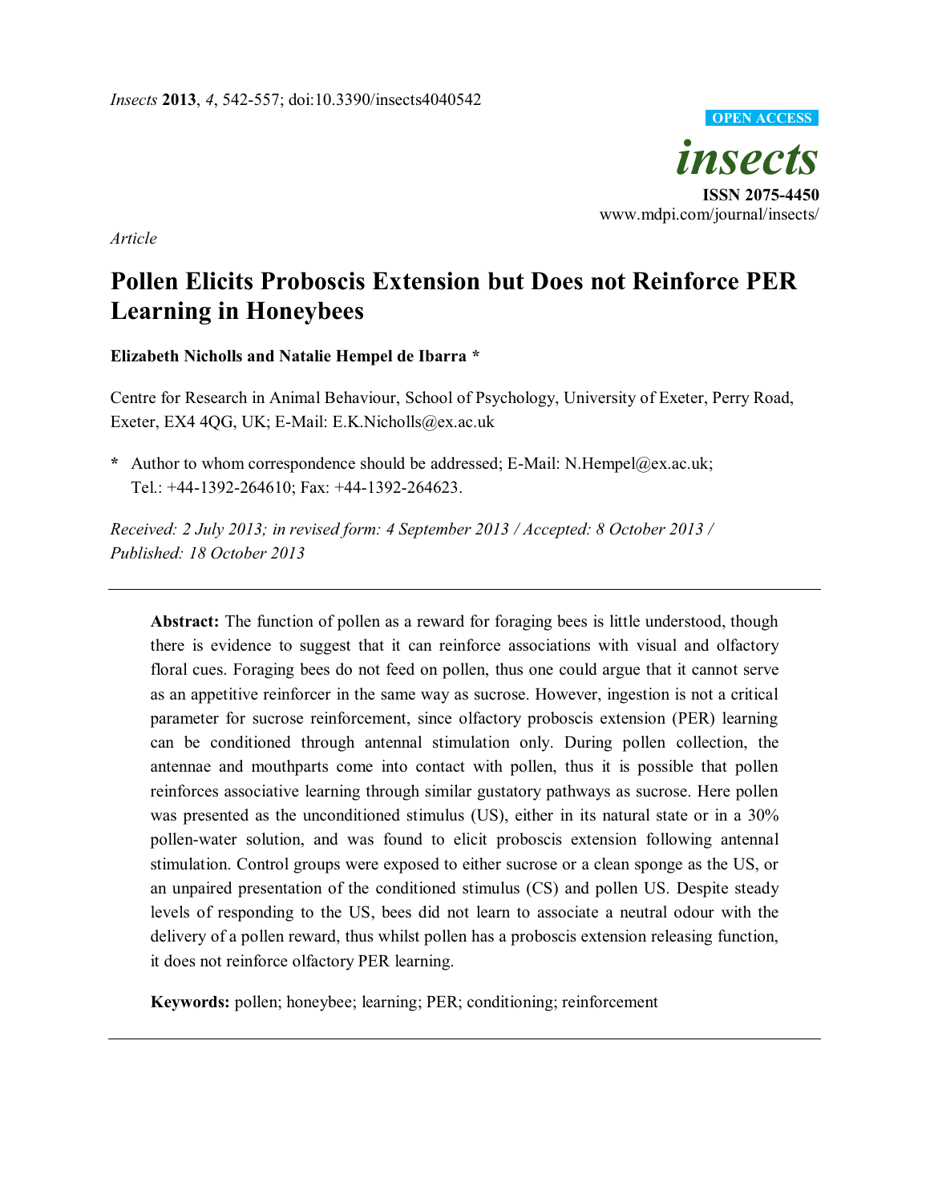# Pollen Elicits Proboscis Extension but Does not Reinforce PER Learning in Honeybees

**Elizabeth Nicholls and Natalie Hempel de Ibarra ***

Centre for Research in Animal Behaviour, School of Psychology, University of Exeter, Perry Road, Exeter, EX4 4QG, UK; E-Mail: E.K.Nicholls@ex.ac.uk

* Author to whom correspondence should be addressed; E-Mail: N.Hempel@ex.ac.uk; Tel.: +44-1392-264610; Fax: +44-1392-264623.

*Received: 2 July 2013; in revised form: 4 September 2013 / Accepted: 8 October 2013 / Published: 18 October 2013*

---

**Abstract:** The function of pollen as a reward for foraging bees is little understood, though there is evidence to suggest that it can reinforce associations with visual and olfactory floral cues. Foraging bees do not feed on pollen, thus one could argue that it cannot serve as an appetitive reinforcer in the same way as sucrose. However, ingestion is not a critical parameter for sucrose reinforcement, since olfactory proboscis extension (PER) learning can be conditioned through antennal stimulation only. During pollen collection, the antennae and mouthparts come into contact with pollen, thus it is possible that pollen reinforces associative learning through similar gustatory pathways as sucrose. Here pollen was presented as the unconditioned stimulus (US), either in its natural state or in a 30% pollen-water solution, and was found to elicit proboscis extension following antennal stimulation. Control groups were exposed to either sucrose or a clean sponge as the US, or an unpaired presentation of the conditioned stimulus (CS) and pollen US. Despite steady levels of responding to the US, bees did not learn to associate a neutral odour with the delivery of a pollen reward, thus whilst pollen has a proboscis extension releasing function, it does not reinforce olfactory PER learning.

**Keywords:** pollen; honeybee; learning; PER; conditioning; reinforcement

---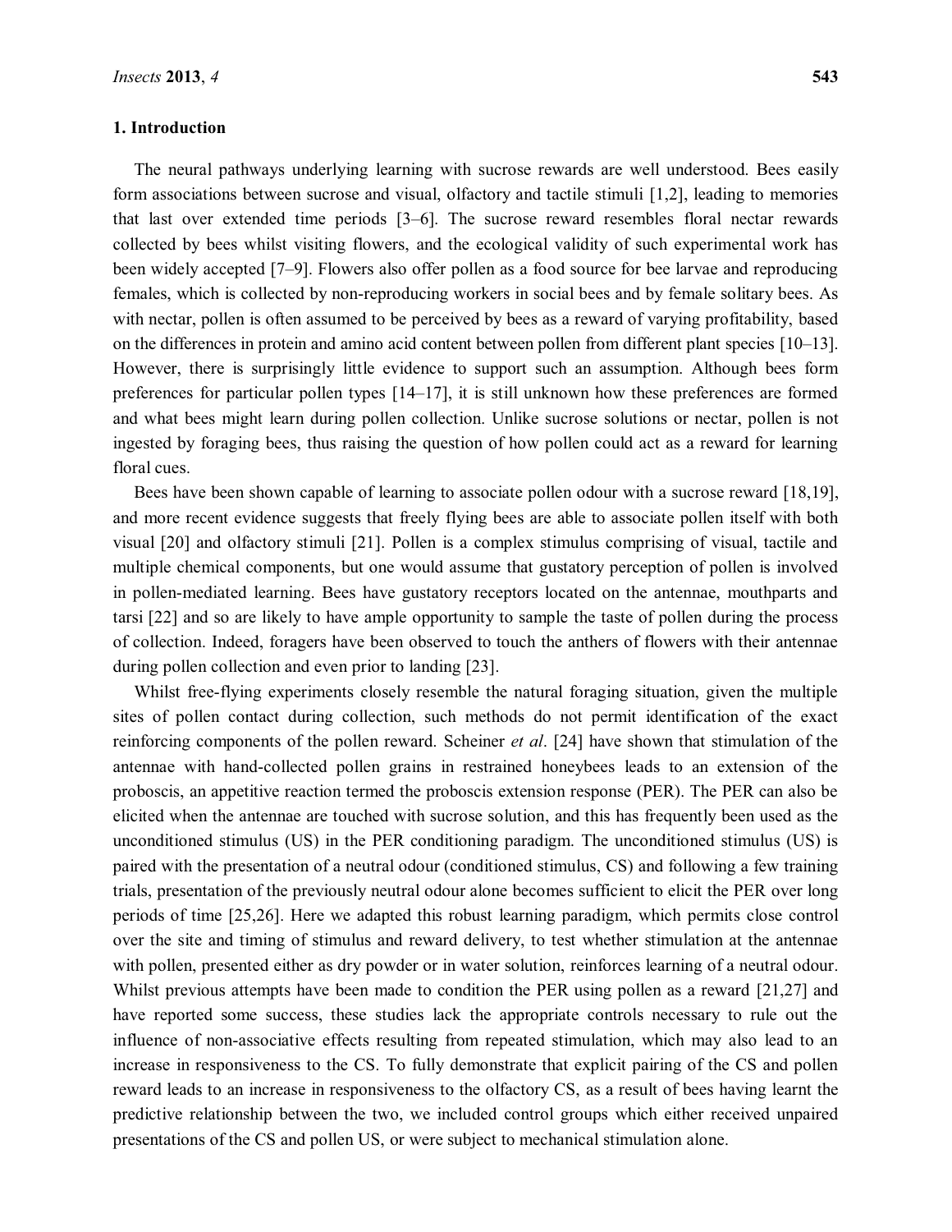## 1. Introduction

The neural pathways underlying learning with sucrose rewards are well understood. Bees easily form associations between sucrose and visual, olfactory and tactile stimuli [1,2], leading to memories that last over extended time periods [3–6]. The sucrose reward resembles floral nectar rewards collected by bees whilst visiting flowers, and the ecological validity of such experimental work has been widely accepted [7–9]. Flowers also offer pollen as a food source for bee larvae and reproducing females, which is collected by non-reproducing workers in social bees and by female solitary bees. As with nectar, pollen is often assumed to be perceived by bees as a reward of varying profitability, based on the differences in protein and amino acid content between pollen from different plant species [10–13]. However, there is surprisingly little evidence to support such an assumption. Although bees form preferences for particular pollen types [14–17], it is still unknown how these preferences are formed and what bees might learn during pollen collection. Unlike sucrose solutions or nectar, pollen is not ingested by foraging bees, thus raising the question of how pollen could act as a reward for learning floral cues.

Bees have been shown capable of learning to associate pollen odour with a sucrose reward [18,19], and more recent evidence suggests that freely flying bees are able to associate pollen itself with both visual [20] and olfactory stimuli [21]. Pollen is a complex stimulus comprising of visual, tactile and multiple chemical components, but one would assume that gustatory perception of pollen is involved in pollen-mediated learning. Bees have gustatory receptors located on the antennae, mouthparts and tarsi [22] and so are likely to have ample opportunity to sample the taste of pollen during the process of collection. Indeed, foragers have been observed to touch the anthers of flowers with their antennae during pollen collection and even prior to landing [23].

Whilst free-flying experiments closely resemble the natural foraging situation, given the multiple sites of pollen contact during collection, such methods do not permit identification of the exact reinforcing components of the pollen reward. Scheiner *et al*. [24] have shown that stimulation of the antennae with hand-collected pollen grains in restrained honeybees leads to an extension of the proboscis, an appetitive reaction termed the proboscis extension response (PER). The PER can also be elicited when the antennae are touched with sucrose solution, and this has frequently been used as the unconditioned stimulus (US) in the PER conditioning paradigm. The unconditioned stimulus (US) is paired with the presentation of a neutral odour (conditioned stimulus, CS) and following a few training trials, presentation of the previously neutral odour alone becomes sufficient to elicit the PER over long periods of time [25,26]. Here we adapted this robust learning paradigm, which permits close control over the site and timing of stimulus and reward delivery, to test whether stimulation at the antennae with pollen, presented either as dry powder or in water solution, reinforces learning of a neutral odour. Whilst previous attempts have been made to condition the PER using pollen as a reward [21,27] and have reported some success, these studies lack the appropriate controls necessary to rule out the influence of non-associative effects resulting from repeated stimulation, which may also lead to an increase in responsiveness to the CS. To fully demonstrate that explicit pairing of the CS and pollen reward leads to an increase in responsiveness to the olfactory CS, as a result of bees having learnt the predictive relationship between the two, we included control groups which either received unpaired presentations of the CS and pollen US, or were subject to mechanical stimulation alone.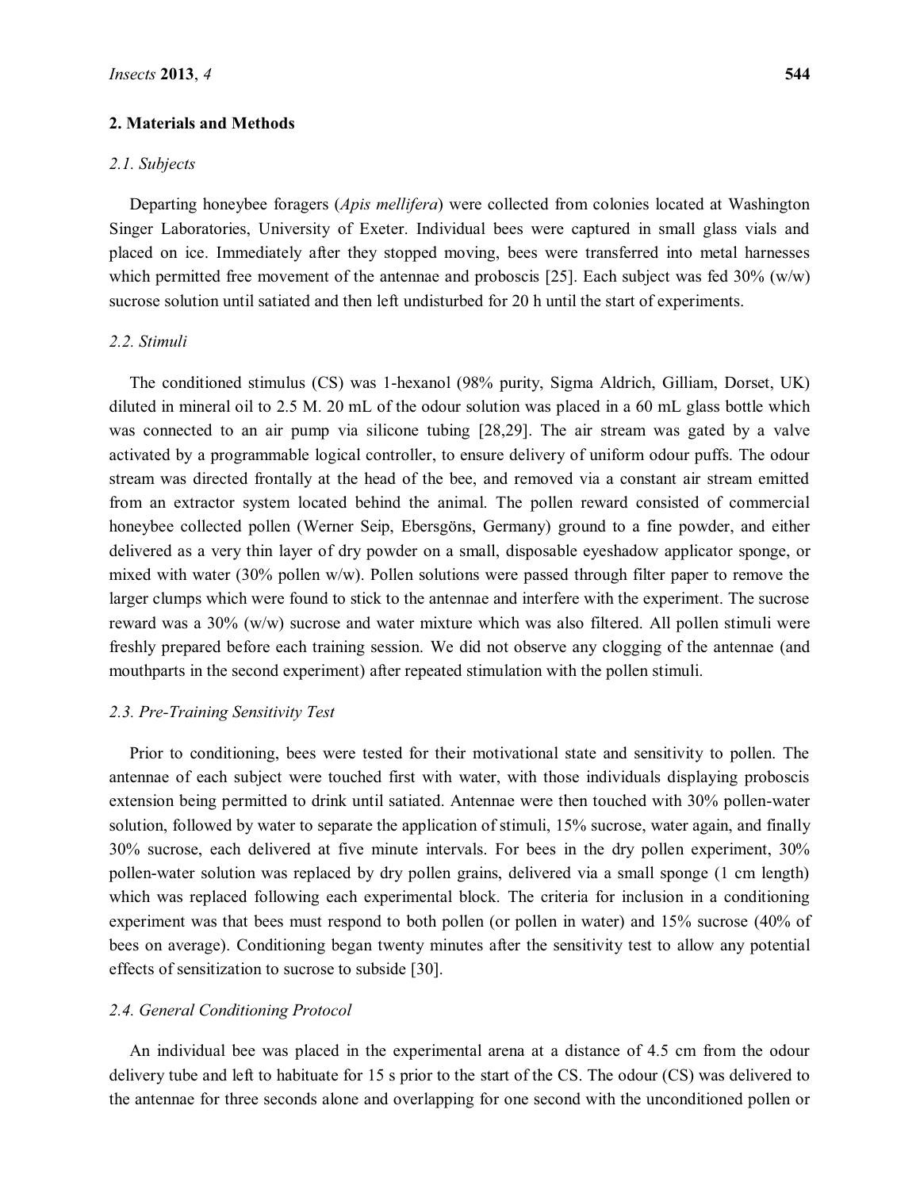## 2. Materials and Methods

### *2.1. Subjects*

Departing honeybee foragers (*Apis mellifera*) were collected from colonies located at Washington Singer Laboratories, University of Exeter. Individual bees were captured in small glass vials and placed on ice. Immediately after they stopped moving, bees were transferred into metal harnesses which permitted free movement of the antennae and proboscis [25]. Each subject was fed 30% (w/w) sucrose solution until satiated and then left undisturbed for 20 h until the start of experiments.

### *2.2. Stimuli*

The conditioned stimulus (CS) was 1-hexanol (98% purity, Sigma Aldrich, Gilliam, Dorset, UK) diluted in mineral oil to 2.5 M. 20 mL of the odour solution was placed in a 60 mL glass bottle which was connected to an air pump via silicone tubing [28,29]. The air stream was gated by a valve activated by a programmable logical controller, to ensure delivery of uniform odour puffs. The odour stream was directed frontally at the head of the bee, and removed via a constant air stream emitted from an extractor system located behind the animal. The pollen reward consisted of commercial honeybee collected pollen (Werner Seip, Ebersgöns, Germany) ground to a fine powder, and either delivered as a very thin layer of dry powder on a small, disposable eyeshadow applicator sponge, or mixed with water (30% pollen w/w). Pollen solutions were passed through filter paper to remove the larger clumps which were found to stick to the antennae and interfere with the experiment. The sucrose reward was a 30% (w/w) sucrose and water mixture which was also filtered. All pollen stimuli were freshly prepared before each training session. We did not observe any clogging of the antennae (and mouthparts in the second experiment) after repeated stimulation with the pollen stimuli.

### *2.3. Pre-Training Sensitivity Test*

Prior to conditioning, bees were tested for their motivational state and sensitivity to pollen. The antennae of each subject were touched first with water, with those individuals displaying proboscis extension being permitted to drink until satiated. Antennae were then touched with 30% pollen-water solution, followed by water to separate the application of stimuli, 15% sucrose, water again, and finally 30% sucrose, each delivered at five minute intervals. For bees in the dry pollen experiment, 30% pollen-water solution was replaced by dry pollen grains, delivered via a small sponge (1 cm length) which was replaced following each experimental block. The criteria for inclusion in a conditioning experiment was that bees must respond to both pollen (or pollen in water) and 15% sucrose (40% of bees on average). Conditioning began twenty minutes after the sensitivity test to allow any potential effects of sensitization to sucrose to subside [30].

### *2.4. General Conditioning Protocol*

An individual bee was placed in the experimental arena at a distance of 4.5 cm from the odour delivery tube and left to habituate for 15 s prior to the start of the CS. The odour (CS) was delivered to the antennae for three seconds alone and overlapping for one second with the unconditioned pollen or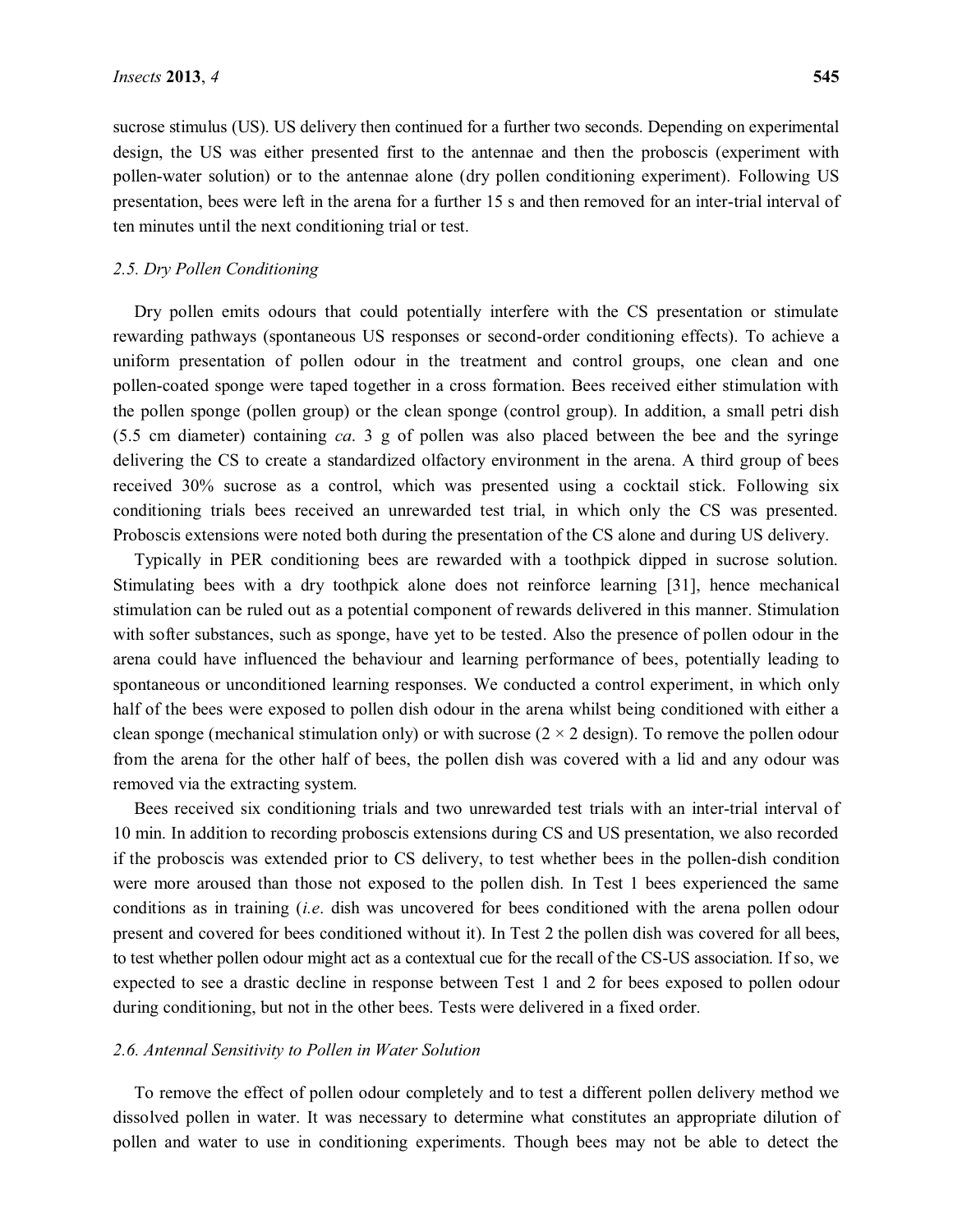sucrose stimulus (US). US delivery then continued for a further two seconds. Depending on experimental design, the US was either presented first to the antennae and then the proboscis (experiment with pollen-water solution) or to the antennae alone (dry pollen conditioning experiment). Following US presentation, bees were left in the arena for a further 15 s and then removed for an inter-trial interval of ten minutes until the next conditioning trial or test.

### 2.5. Dry Pollen Conditioning

Dry pollen emits odours that could potentially interfere with the CS presentation or stimulate rewarding pathways (spontaneous US responses or second-order conditioning effects). To achieve a uniform presentation of pollen odour in the treatment and control groups, one clean and one pollen-coated sponge were taped together in a cross formation. Bees received either stimulation with the pollen sponge (pollen group) or the clean sponge (control group). In addition, a small petri dish (5.5 cm diameter) containing *ca*. 3 g of pollen was also placed between the bee and the syringe delivering the CS to create a standardized olfactory environment in the arena. A third group of bees received 30% sucrose as a control, which was presented using a cocktail stick. Following six conditioning trials bees received an unrewarded test trial, in which only the CS was presented. Proboscis extensions were noted both during the presentation of the CS alone and during US delivery.

Typically in PER conditioning bees are rewarded with a toothpick dipped in sucrose solution. Stimulating bees with a dry toothpick alone does not reinforce learning [31], hence mechanical stimulation can be ruled out as a potential component of rewards delivered in this manner. Stimulation with softer substances, such as sponge, have yet to be tested. Also the presence of pollen odour in the arena could have influenced the behaviour and learning performance of bees, potentially leading to spontaneous or unconditioned learning responses. We conducted a control experiment, in which only half of the bees were exposed to pollen dish odour in the arena whilst being conditioned with either a clean sponge (mechanical stimulation only) or with sucrose ($2 \times 2$ design). To remove the pollen odour from the arena for the other half of bees, the pollen dish was covered with a lid and any odour was removed via the extracting system.

Bees received six conditioning trials and two unrewarded test trials with an inter-trial interval of 10 min. In addition to recording proboscis extensions during CS and US presentation, we also recorded if the proboscis was extended prior to CS delivery, to test whether bees in the pollen-dish condition were more aroused than those not exposed to the pollen dish. In Test 1 bees experienced the same conditions as in training (*i.e*. dish was uncovered for bees conditioned with the arena pollen odour present and covered for bees conditioned without it). In Test 2 the pollen dish was covered for all bees, to test whether pollen odour might act as a contextual cue for the recall of the CS-US association. If so, we expected to see a drastic decline in response between Test 1 and 2 for bees exposed to pollen odour during conditioning, but not in the other bees. Tests were delivered in a fixed order.

### 2.6. Antennal Sensitivity to Pollen in Water Solution

To remove the effect of pollen odour completely and to test a different pollen delivery method we dissolved pollen in water. It was necessary to determine what constitutes an appropriate dilution of pollen and water to use in conditioning experiments. Though bees may not be able to detect the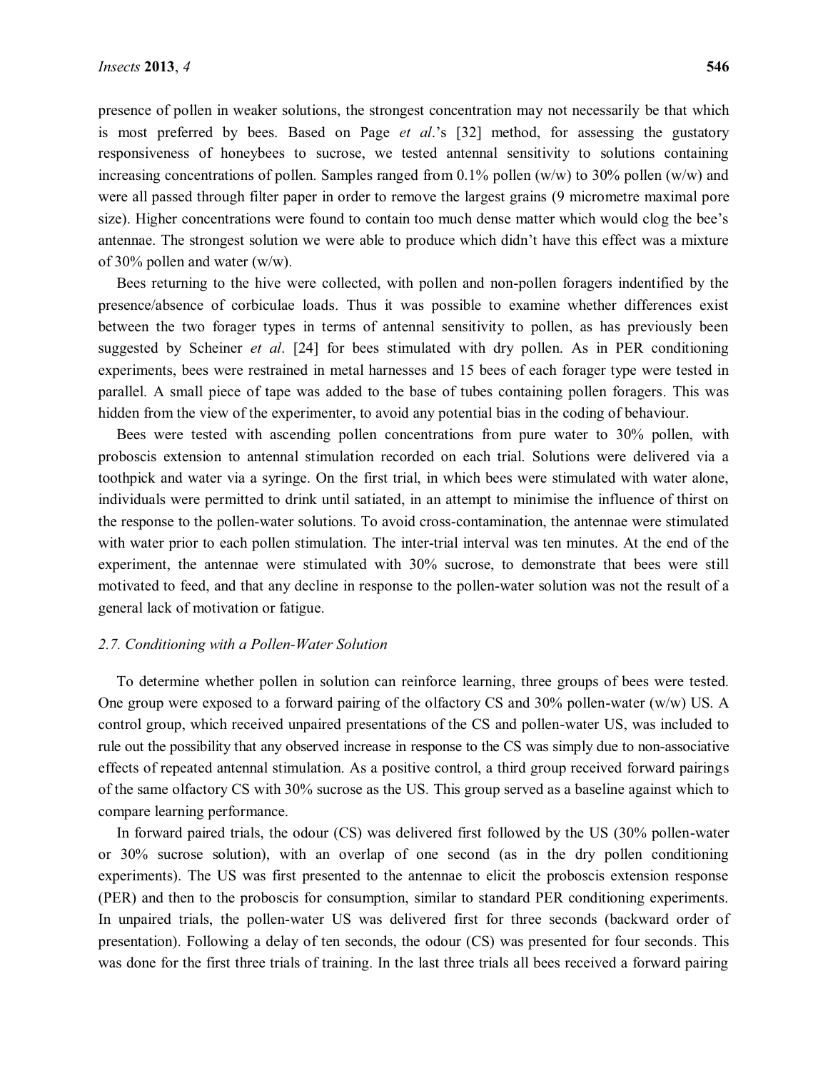presence of pollen in weaker solutions, the strongest concentration may not necessarily be that which is most preferred by bees. Based on Page *et al*.'s [32] method, for assessing the gustatory responsiveness of honeybees to sucrose, we tested antennal sensitivity to solutions containing increasing concentrations of pollen. Samples ranged from 0.1% pollen (w/w) to 30% pollen (w/w) and were all passed through filter paper in order to remove the largest grains (9 micrometre maximal pore size). Higher concentrations were found to contain too much dense matter which would clog the bee's antennae. The strongest solution we were able to produce which didn't have this effect was a mixture of 30% pollen and water (w/w).

Bees returning to the hive were collected, with pollen and non-pollen foragers indentified by the presence/absence of corbiculae loads. Thus it was possible to examine whether differences exist between the two forager types in terms of antennal sensitivity to pollen, as has previously been suggested by Scheiner *et al*. [24] for bees stimulated with dry pollen. As in PER conditioning experiments, bees were restrained in metal harnesses and 15 bees of each forager type were tested in parallel. A small piece of tape was added to the base of tubes containing pollen foragers. This was hidden from the view of the experimenter, to avoid any potential bias in the coding of behaviour.

Bees were tested with ascending pollen concentrations from pure water to 30% pollen, with proboscis extension to antennal stimulation recorded on each trial. Solutions were delivered via a toothpick and water via a syringe. On the first trial, in which bees were stimulated with water alone, individuals were permitted to drink until satiated, in an attempt to minimise the influence of thirst on the response to the pollen-water solutions. To avoid cross-contamination, the antennae were stimulated with water prior to each pollen stimulation. The inter-trial interval was ten minutes. At the end of the experiment, the antennae were stimulated with 30% sucrose, to demonstrate that bees were still motivated to feed, and that any decline in response to the pollen-water solution was not the result of a general lack of motivation or fatigue.

### *2.7. Conditioning with a Pollen-Water Solution*

To determine whether pollen in solution can reinforce learning, three groups of bees were tested. One group were exposed to a forward pairing of the olfactory CS and 30% pollen-water (w/w) US. A control group, which received unpaired presentations of the CS and pollen-water US, was included to rule out the possibility that any observed increase in response to the CS was simply due to non-associative effects of repeated antennal stimulation. As a positive control, a third group received forward pairings of the same olfactory CS with 30% sucrose as the US. This group served as a baseline against which to compare learning performance.

In forward paired trials, the odour (CS) was delivered first followed by the US (30% pollen-water or 30% sucrose solution), with an overlap of one second (as in the dry pollen conditioning experiments). The US was first presented to the antennae to elicit the proboscis extension response (PER) and then to the proboscis for consumption, similar to standard PER conditioning experiments. In unpaired trials, the pollen-water US was delivered first for three seconds (backward order of presentation). Following a delay of ten seconds, the odour (CS) was presented for four seconds. This was done for the first three trials of training. In the last three trials all bees received a forward pairing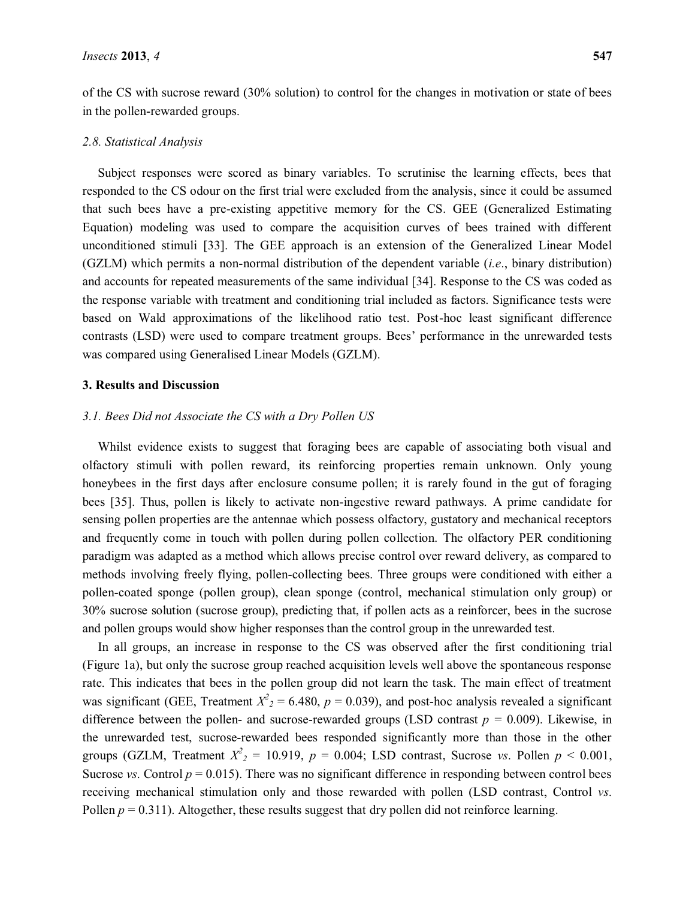of the CS with sucrose reward (30% solution) to control for the changes in motivation or state of bees in the pollen-rewarded groups.

### 2.8. Statistical Analysis

Subject responses were scored as binary variables. To scrutinise the learning effects, bees that responded to the CS odour on the first trial were excluded from the analysis, since it could be assumed that such bees have a pre-existing appetitive memory for the CS. GEE (Generalized Estimating Equation) modeling was used to compare the acquisition curves of bees trained with different unconditioned stimuli [33]. The GEE approach is an extension of the Generalized Linear Model (GZLM) which permits a non-normal distribution of the dependent variable (*i.e.*, binary distribution) and accounts for repeated measurements of the same individual [34]. Response to the CS was coded as the response variable with treatment and conditioning trial included as factors. Significance tests were based on Wald approximations of the likelihood ratio test. Post-hoc least significant difference contrasts (LSD) were used to compare treatment groups. Bees' performance in the unrewarded tests was compared using Generalised Linear Models (GZLM).

## 3. Results and Discussion

### 3.1. Bees Did not Associate the CS with a Dry Pollen US

Whilst evidence exists to suggest that foraging bees are capable of associating both visual and olfactory stimuli with pollen reward, its reinforcing properties remain unknown. Only young honeybees in the first days after enclosure consume pollen; it is rarely found in the gut of foraging bees [35]. Thus, pollen is likely to activate non-ingestive reward pathways. A prime candidate for sensing pollen properties are the antennae which possess olfactory, gustatory and mechanical receptors and frequently come in touch with pollen during pollen collection. The olfactory PER conditioning paradigm was adapted as a method which allows precise control over reward delivery, as compared to methods involving freely flying, pollen-collecting bees. Three groups were conditioned with either a pollen-coated sponge (pollen group), clean sponge (control, mechanical stimulation only group) or 30% sucrose solution (sucrose group), predicting that, if pollen acts as a reinforcer, bees in the sucrose and pollen groups would show higher responses than the control group in the unrewarded test.

In all groups, an increase in response to the CS was observed after the first conditioning trial (Figure 1a), but only the sucrose group reached acquisition levels well above the spontaneous response rate. This indicates that bees in the pollen group did not learn the task. The main effect of treatment was significant (GEE, Treatment $X^2_2 = 6.480$, $p = 0.039$), and post-hoc analysis revealed a significant difference between the pollen- and sucrose-rewarded groups (LSD contrast $p = 0.009$). Likewise, in the unrewarded test, sucrose-rewarded bees responded significantly more than those in the other groups (GZLM, Treatment $X^2_2 = 10.919$, $p = 0.004$; LSD contrast, Sucrose *vs*. Pollen $p < 0.001$, Sucrose *vs*. Control $p = 0.015$). There was no significant difference in responding between control bees receiving mechanical stimulation only and those rewarded with pollen (LSD contrast, Control *vs*. Pollen $p = 0.311$). Altogether, these results suggest that dry pollen did not reinforce learning.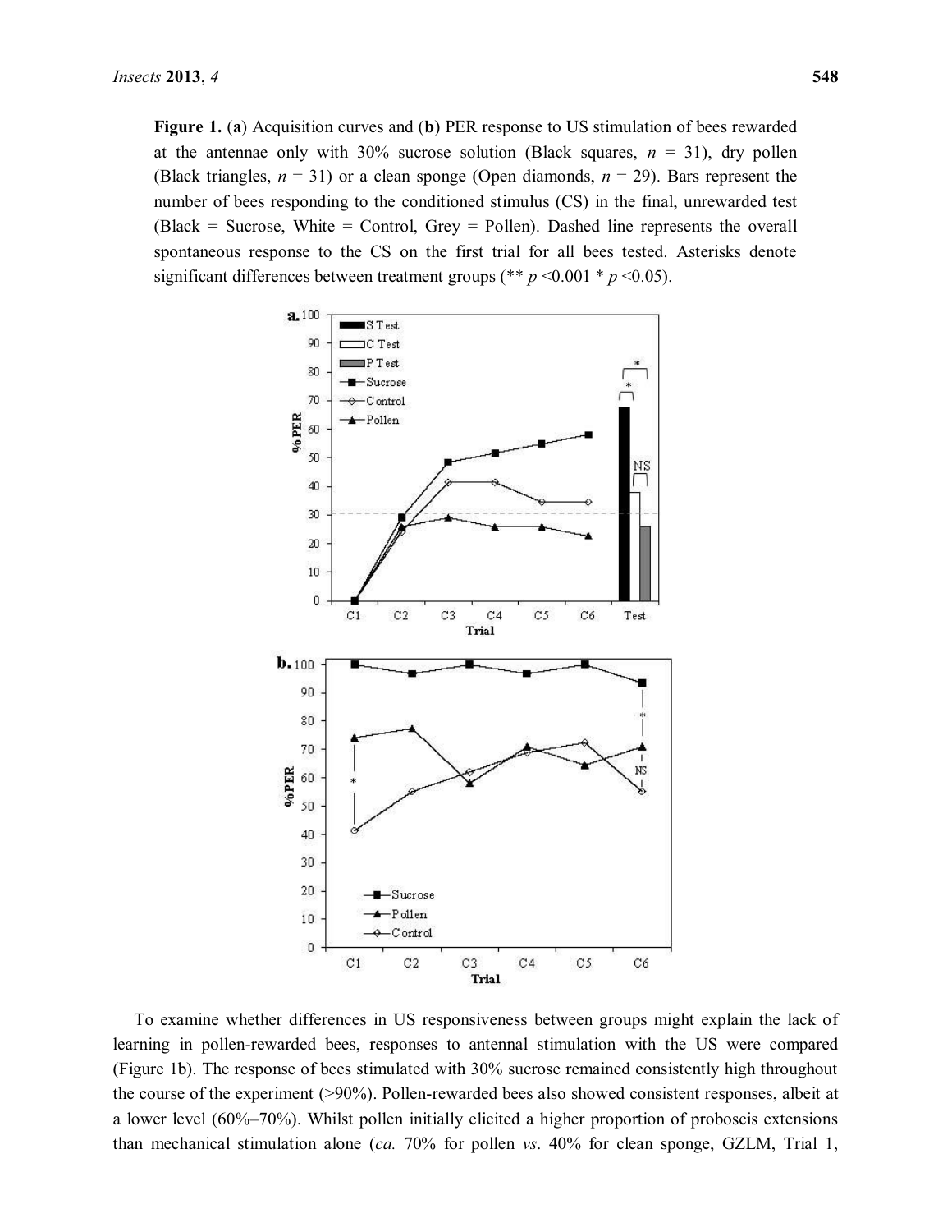**Figure 1.** (**a**) Acquisition curves and (**b**) PER response to US stimulation of bees rewarded at the antennae only with 30% sucrose solution (Black squares, $n$ = 31), dry pollen (Black triangles, $n$ = 31) or a clean sponge (Open diamonds, $n$ = 29). Bars represent the number of bees responding to the conditioned stimulus (CS) in the final, unrewarded test (Black = Sucrose, White = Control, Grey = Pollen). Dashed line represents the overall spontaneous response to the CS on the first trial for all bees tested. Asterisks denote significant differences between treatment groups (** $p$ <0.001 * $p$ <0.05).

To examine whether differences in US responsiveness between groups might explain the lack of learning in pollen-rewarded bees, responses to antennal stimulation with the US were compared (Figure 1b). The response of bees stimulated with 30% sucrose remained consistently high throughout the course of the experiment (>90%). Pollen-rewarded bees also showed consistent responses, albeit at a lower level (60%–70%). Whilst pollen initially elicited a higher proportion of proboscis extensions than mechanical stimulation alone (*ca.* 70% for pollen *vs*. 40% for clean sponge, GZLM, Trial 1,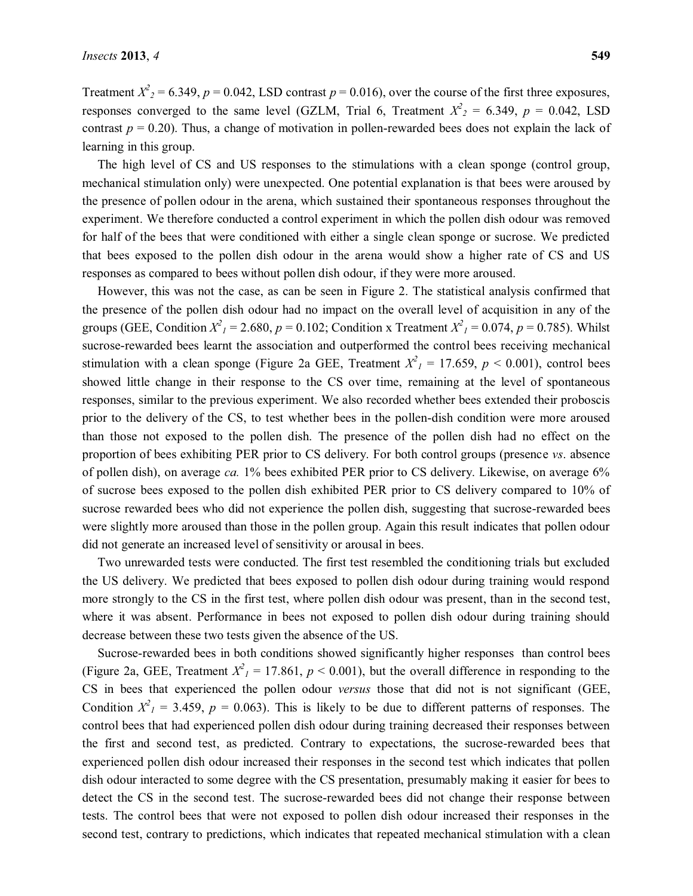Treatment $X^2_2 = 6.349$, $p = 0.042$, LSD contrast $p = 0.016$), over the course of the first three exposures, responses converged to the same level (GZLM, Trial 6, Treatment $X^2_2 = 6.349$, $p = 0.042$, LSD contrast $p = 0.20$). Thus, a change of motivation in pollen-rewarded bees does not explain the lack of learning in this group.

The high level of CS and US responses to the stimulations with a clean sponge (control group, mechanical stimulation only) were unexpected. One potential explanation is that bees were aroused by the presence of pollen odour in the arena, which sustained their spontaneous responses throughout the experiment. We therefore conducted a control experiment in which the pollen dish odour was removed for half of the bees that were conditioned with either a single clean sponge or sucrose. We predicted that bees exposed to the pollen dish odour in the arena would show a higher rate of CS and US responses as compared to bees without pollen dish odour, if they were more aroused.

However, this was not the case, as can be seen in Figure 2. The statistical analysis confirmed that the presence of the pollen dish odour had no impact on the overall level of acquisition in any of the groups (GEE, Condition $X^2_1 = 2.680$, $p = 0.102$; Condition x Treatment $X^2_1 = 0.074$, $p = 0.785$). Whilst sucrose-rewarded bees learnt the association and outperformed the control bees receiving mechanical stimulation with a clean sponge (Figure 2a GEE, Treatment $X^2_1 = 17.659$, $p < 0.001$), control bees showed little change in their response to the CS over time, remaining at the level of spontaneous responses, similar to the previous experiment. We also recorded whether bees extended their proboscis prior to the delivery of the CS, to test whether bees in the pollen-dish condition were more aroused than those not exposed to the pollen dish. The presence of the pollen dish had no effect on the proportion of bees exhibiting PER prior to CS delivery. For both control groups (presence *vs*. absence of pollen dish), on average *ca.* 1% bees exhibited PER prior to CS delivery. Likewise, on average 6% of sucrose bees exposed to the pollen dish exhibited PER prior to CS delivery compared to 10% of sucrose rewarded bees who did not experience the pollen dish, suggesting that sucrose-rewarded bees were slightly more aroused than those in the pollen group. Again this result indicates that pollen odour did not generate an increased level of sensitivity or arousal in bees.

Two unrewarded tests were conducted. The first test resembled the conditioning trials but excluded the US delivery. We predicted that bees exposed to pollen dish odour during training would respond more strongly to the CS in the first test, where pollen dish odour was present, than in the second test, where it was absent. Performance in bees not exposed to pollen dish odour during training should decrease between these two tests given the absence of the US.

Sucrose-rewarded bees in both conditions showed significantly higher responses than control bees (Figure 2a, GEE, Treatment $X^2_1 = 17.861$, $p < 0.001$), but the overall difference in responding to the CS in bees that experienced the pollen odour *versus* those that did not is not significant (GEE, Condition $X^2_1 = 3.459$, $p = 0.063$). This is likely to be due to different patterns of responses. The control bees that had experienced pollen dish odour during training decreased their responses between the first and second test, as predicted. Contrary to expectations, the sucrose-rewarded bees that experienced pollen dish odour increased their responses in the second test which indicates that pollen dish odour interacted to some degree with the CS presentation, presumably making it easier for bees to detect the CS in the second test. The sucrose-rewarded bees did not change their response between tests. The control bees that were not exposed to pollen dish odour increased their responses in the second test, contrary to predictions, which indicates that repeated mechanical stimulation with a clean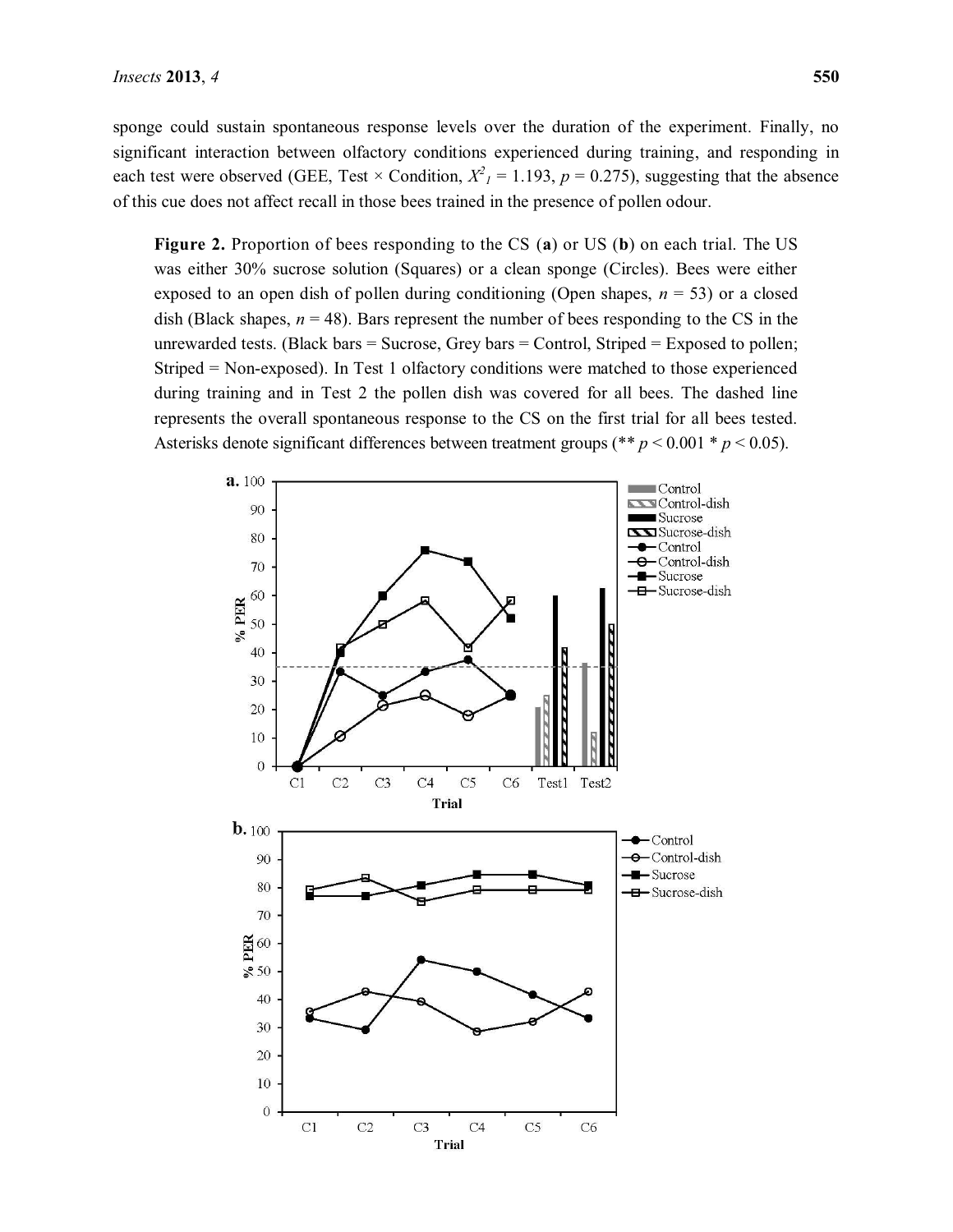sponge could sustain spontaneous response levels over the duration of the experiment. Finally, no significant interaction between olfactory conditions experienced during training, and responding in each test were observed (GEE, Test × Condition, $X^2_1 = 1.193$, $p = 0.275$), suggesting that the absence of this cue does not affect recall in those bees trained in the presence of pollen odour.

**Figure 2.** Proportion of bees responding to the CS (**a**) or US (**b**) on each trial. The US was either 30% sucrose solution (Squares) or a clean sponge (Circles). Bees were either exposed to an open dish of pollen during conditioning (Open shapes, $n = 53$) or a closed dish (Black shapes, $n = 48$). Bars represent the number of bees responding to the CS in the unrewarded tests. (Black bars = Sucrose, Grey bars = Control, Striped = Exposed to pollen; Striped = Non-exposed). In Test 1 olfactory conditions were matched to those experienced during training and in Test 2 the pollen dish was covered for all bees. The dashed line represents the overall spontaneous response to the CS on the first trial for all bees tested. Asterisks denote significant differences between treatment groups (** $p < 0.001$ * $p < 0.05$).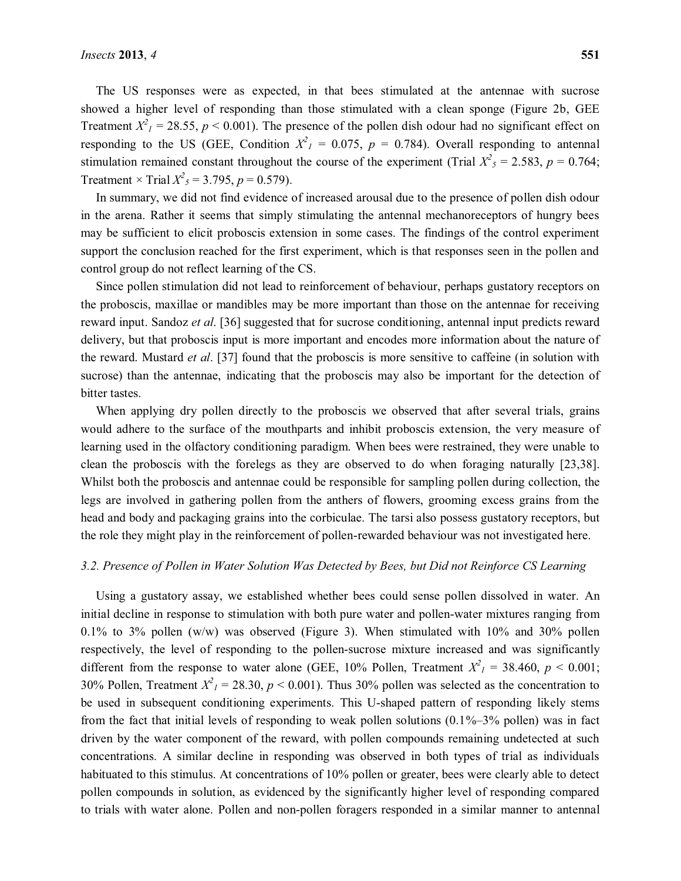The US responses were as expected, in that bees stimulated at the antennae with sucrose showed a higher level of responding than those stimulated with a clean sponge (Figure 2b, GEE Treatment $X^2_1 = 28.55$, $p < 0.001$). The presence of the pollen dish odour had no significant effect on responding to the US (GEE, Condition $X^2_1 = 0.075$, $p = 0.784$). Overall responding to antennal stimulation remained constant throughout the course of the experiment (Trial $X^2_5 = 2.583$, $p = 0.764$; Treatment × Trial $X^2_5 = 3.795$, $p = 0.579$).

In summary, we did not find evidence of increased arousal due to the presence of pollen dish odour in the arena. Rather it seems that simply stimulating the antennal mechanoreceptors of hungry bees may be sufficient to elicit proboscis extension in some cases. The findings of the control experiment support the conclusion reached for the first experiment, which is that responses seen in the pollen and control group do not reflect learning of the CS.

Since pollen stimulation did not lead to reinforcement of behaviour, perhaps gustatory receptors on the proboscis, maxillae or mandibles may be more important than those on the antennae for receiving reward input. Sandoz *et al*. [36] suggested that for sucrose conditioning, antennal input predicts reward delivery, but that proboscis input is more important and encodes more information about the nature of the reward. Mustard *et al*. [37] found that the proboscis is more sensitive to caffeine (in solution with sucrose) than the antennae, indicating that the proboscis may also be important for the detection of bitter tastes.

When applying dry pollen directly to the proboscis we observed that after several trials, grains would adhere to the surface of the mouthparts and inhibit proboscis extension, the very measure of learning used in the olfactory conditioning paradigm. When bees were restrained, they were unable to clean the proboscis with the forelegs as they are observed to do when foraging naturally [23,38]. Whilst both the proboscis and antennae could be responsible for sampling pollen during collection, the legs are involved in gathering pollen from the anthers of flowers, grooming excess grains from the head and body and packaging grains into the corbiculae. The tarsi also possess gustatory receptors, but the role they might play in the reinforcement of pollen-rewarded behaviour was not investigated here.

### 3.2. Presence of Pollen in Water Solution Was Detected by Bees, but Did not Reinforce CS Learning

Using a gustatory assay, we established whether bees could sense pollen dissolved in water. An initial decline in response to stimulation with both pure water and pollen-water mixtures ranging from 0.1% to 3% pollen (w/w) was observed (Figure 3). When stimulated with 10% and 30% pollen respectively, the level of responding to the pollen-sucrose mixture increased and was significantly different from the response to water alone (GEE, 10% Pollen, Treatment $X^2_1 = 38.460$, $p < 0.001$; 30% Pollen, Treatment $X^2_1 = 28.30$, $p < 0.001$). Thus 30% pollen was selected as the concentration to be used in subsequent conditioning experiments. This U-shaped pattern of responding likely stems from the fact that initial levels of responding to weak pollen solutions (0.1%–3% pollen) was in fact driven by the water component of the reward, with pollen compounds remaining undetected at such concentrations. A similar decline in responding was observed in both types of trial as individuals habituated to this stimulus. At concentrations of 10% pollen or greater, bees were clearly able to detect pollen compounds in solution, as evidenced by the significantly higher level of responding compared to trials with water alone. Pollen and non-pollen foragers responded in a similar manner to antennal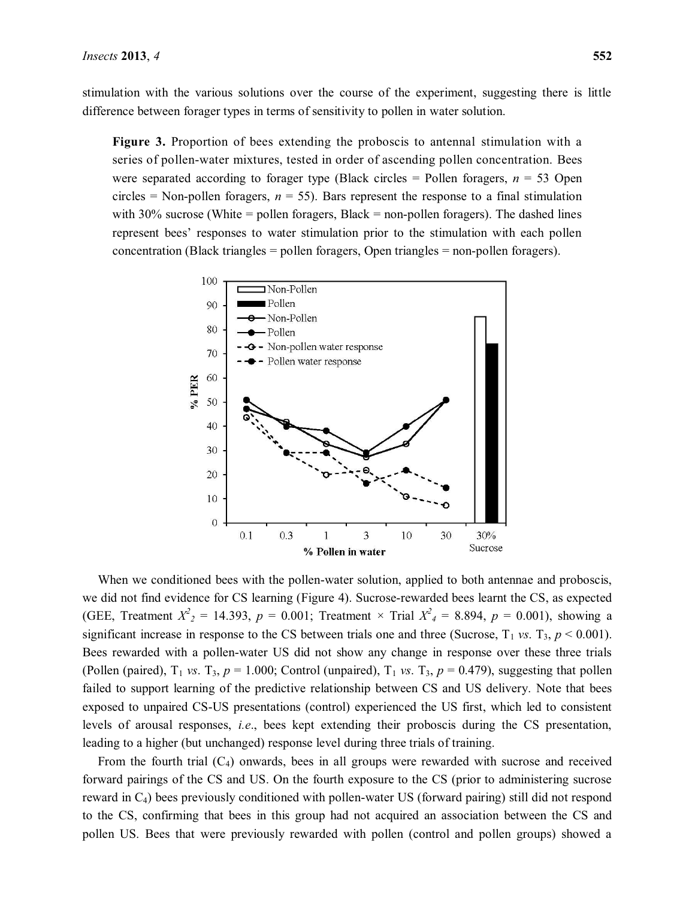stimulation with the various solutions over the course of the experiment, suggesting there is little difference between forager types in terms of sensitivity to pollen in water solution.

**Figure 3.** Proportion of bees extending the proboscis to antennal stimulation with a series of pollen-water mixtures, tested in order of ascending pollen concentration. Bees were separated according to forager type (Black circles = Pollen foragers, $n$ = 53 Open circles = Non-pollen foragers, $n$ = 55). Bars represent the response to a final stimulation with 30% sucrose (White = pollen foragers, Black = non-pollen foragers). The dashed lines represent bees' responses to water stimulation prior to the stimulation with each pollen concentration (Black triangles = pollen foragers, Open triangles = non-pollen foragers).

When we conditioned bees with the pollen-water solution, applied to both antennae and proboscis, we did not find evidence for CS learning (Figure 4). Sucrose-rewarded bees learnt the CS, as expected (GEE, Treatment $X^2_2$ = 14.393, $p$ = 0.001; Treatment × Trial $X^2_4$ = 8.894, $p$ = 0.001), showing a significant increase in response to the CS between trials one and three (Sucrose, $T_1$ *vs*. $T_3$, $p < 0.001$). Bees rewarded with a pollen-water US did not show any change in response over these three trials (Pollen (paired), $T_1$ *vs*. $T_3$, $p$ = 1.000; Control (unpaired), $T_1$ *vs*. $T_3$, $p$ = 0.479), suggesting that pollen failed to support learning of the predictive relationship between CS and US delivery. Note that bees exposed to unpaired CS-US presentations (control) experienced the US first, which led to consistent levels of arousal responses, *i.e.*, bees kept extending their proboscis during the CS presentation, leading to a higher (but unchanged) response level during three trials of training.

From the fourth trial ($C_4$) onwards, bees in all groups were rewarded with sucrose and received forward pairings of the CS and US. On the fourth exposure to the CS (prior to administering sucrose reward in $C_4$) bees previously conditioned with pollen-water US (forward pairing) still did not respond to the CS, confirming that bees in this group had not acquired an association between the CS and pollen US. Bees that were previously rewarded with pollen (control and pollen groups) showed a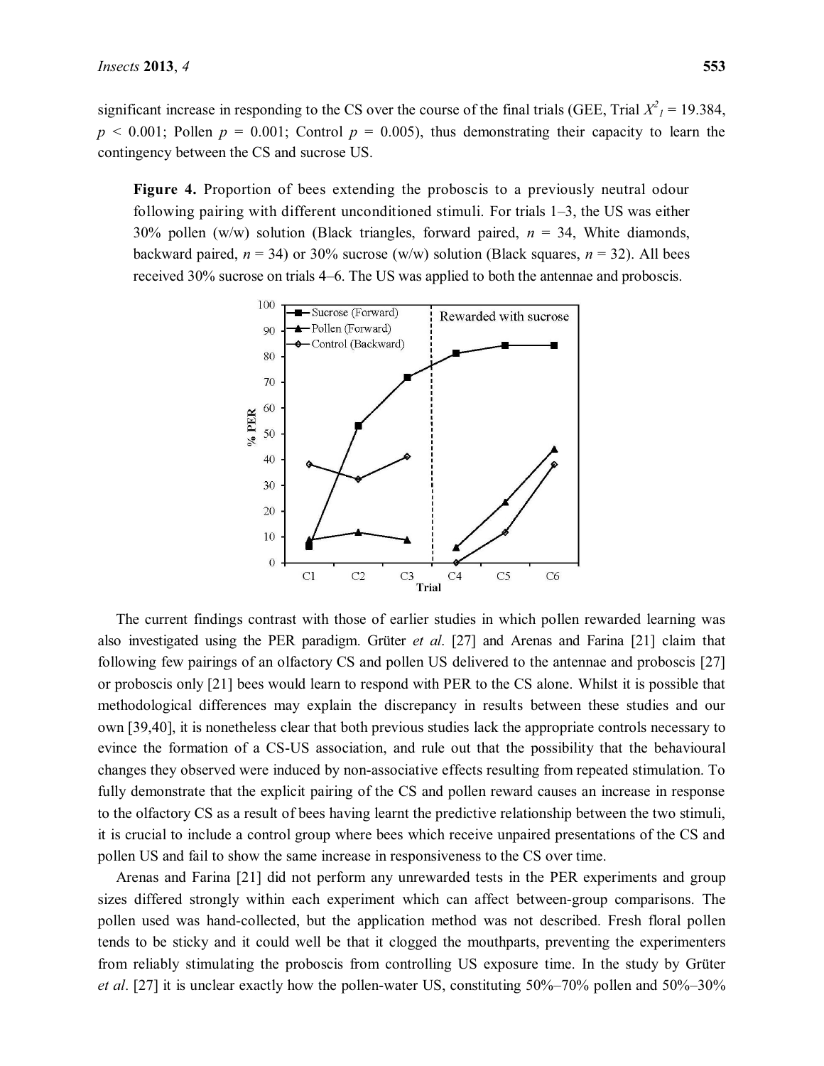significant increase in responding to the CS over the course of the final trials (GEE, Trial $X^2_1 = 19.384$, $p < 0.001$; Pollen $p = 0.001$; Control $p = 0.005$), thus demonstrating their capacity to learn the contingency between the CS and sucrose US.

**Figure 4.** Proportion of bees extending the proboscis to a previously neutral odour following pairing with different unconditioned stimuli. For trials 1–3, the US was either 30% pollen (w/w) solution (Black triangles, forward paired, *n* = 34, White diamonds, backward paired, *n* = 34) or 30% sucrose (w/w) solution (Black squares, *n* = 32). All bees received 30% sucrose on trials 4–6. The US was applied to both the antennae and proboscis.

The current findings contrast with those of earlier studies in which pollen rewarded learning was also investigated using the PER paradigm. Grüter *et al*. [27] and Arenas and Farina [21] claim that following few pairings of an olfactory CS and pollen US delivered to the antennae and proboscis [27] or proboscis only [21] bees would learn to respond with PER to the CS alone. Whilst it is possible that methodological differences may explain the discrepancy in results between these studies and our own [39,40], it is nonetheless clear that both previous studies lack the appropriate controls necessary to evince the formation of a CS-US association, and rule out that the possibility that the behavioural changes they observed were induced by non-associative effects resulting from repeated stimulation. To fully demonstrate that the explicit pairing of the CS and pollen reward causes an increase in response to the olfactory CS as a result of bees having learnt the predictive relationship between the two stimuli, it is crucial to include a control group where bees which receive unpaired presentations of the CS and pollen US and fail to show the same increase in responsiveness to the CS over time.

Arenas and Farina [21] did not perform any unrewarded tests in the PER experiments and group sizes differed strongly within each experiment which can affect between-group comparisons. The pollen used was hand-collected, but the application method was not described. Fresh floral pollen tends to be sticky and it could well be that it clogged the mouthparts, preventing the experimenters from reliably stimulating the proboscis from controlling US exposure time. In the study by Grüter *et al*. [27] it is unclear exactly how the pollen-water US, constituting 50%–70% pollen and 50%–30%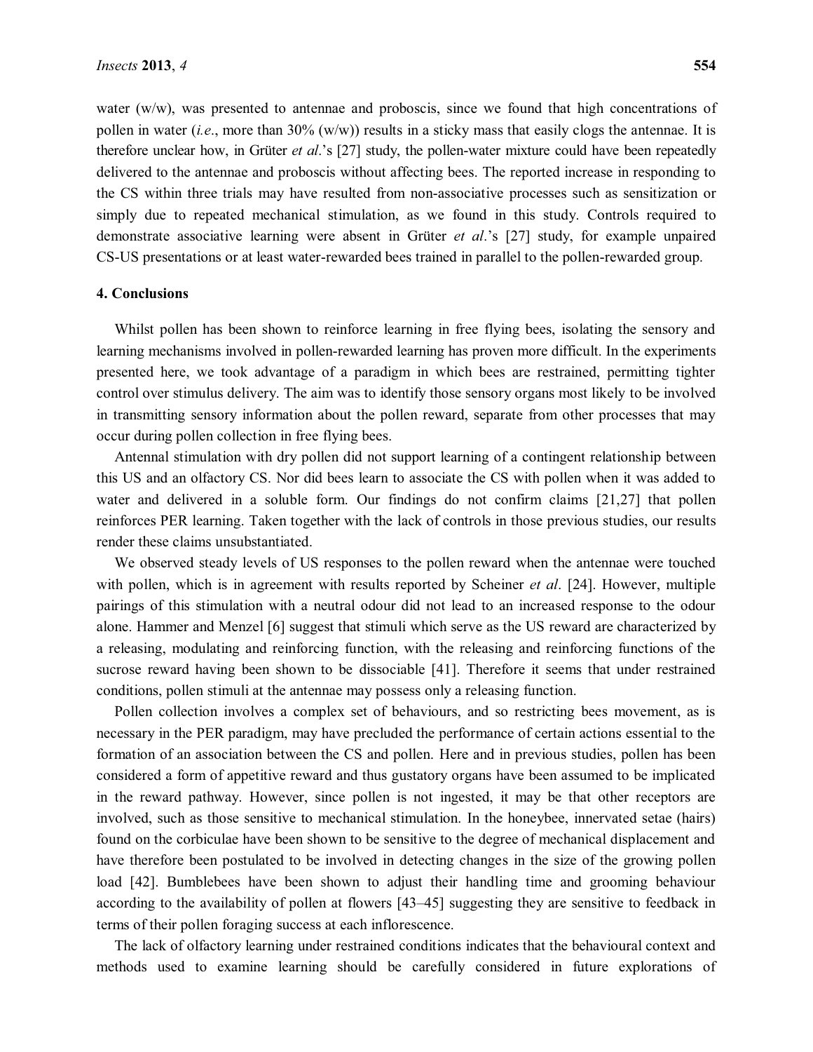water (w/w), was presented to antennae and proboscis, since we found that high concentrations of pollen in water (*i.e.*, more than 30% (w/w)) results in a sticky mass that easily clogs the antennae. It is therefore unclear how, in Grüter *et al*.'s [27] study, the pollen-water mixture could have been repeatedly delivered to the antennae and proboscis without affecting bees. The reported increase in responding to the CS within three trials may have resulted from non-associative processes such as sensitization or simply due to repeated mechanical stimulation, as we found in this study. Controls required to demonstrate associative learning were absent in Grüter *et al*.'s [27] study, for example unpaired CS-US presentations or at least water-rewarded bees trained in parallel to the pollen-rewarded group.

## 4. Conclusions

Whilst pollen has been shown to reinforce learning in free flying bees, isolating the sensory and learning mechanisms involved in pollen-rewarded learning has proven more difficult. In the experiments presented here, we took advantage of a paradigm in which bees are restrained, permitting tighter control over stimulus delivery. The aim was to identify those sensory organs most likely to be involved in transmitting sensory information about the pollen reward, separate from other processes that may occur during pollen collection in free flying bees.

Antennal stimulation with dry pollen did not support learning of a contingent relationship between this US and an olfactory CS. Nor did bees learn to associate the CS with pollen when it was added to water and delivered in a soluble form. Our findings do not confirm claims [21,27] that pollen reinforces PER learning. Taken together with the lack of controls in those previous studies, our results render these claims unsubstantiated.

We observed steady levels of US responses to the pollen reward when the antennae were touched with pollen, which is in agreement with results reported by Scheiner *et al*. [24]. However, multiple pairings of this stimulation with a neutral odour did not lead to an increased response to the odour alone. Hammer and Menzel [6] suggest that stimuli which serve as the US reward are characterized by a releasing, modulating and reinforcing function, with the releasing and reinforcing functions of the sucrose reward having been shown to be dissociable [41]. Therefore it seems that under restrained conditions, pollen stimuli at the antennae may possess only a releasing function.

Pollen collection involves a complex set of behaviours, and so restricting bees movement, as is necessary in the PER paradigm, may have precluded the performance of certain actions essential to the formation of an association between the CS and pollen. Here and in previous studies, pollen has been considered a form of appetitive reward and thus gustatory organs have been assumed to be implicated in the reward pathway. However, since pollen is not ingested, it may be that other receptors are involved, such as those sensitive to mechanical stimulation. In the honeybee, innervated setae (hairs) found on the corbiculae have been shown to be sensitive to the degree of mechanical displacement and have therefore been postulated to be involved in detecting changes in the size of the growing pollen load [42]. Bumblebees have been shown to adjust their handling time and grooming behaviour according to the availability of pollen at flowers [43–45] suggesting they are sensitive to feedback in terms of their pollen foraging success at each inflorescence.

The lack of olfactory learning under restrained conditions indicates that the behavioural context and methods used to examine learning should be carefully considered in future explorations of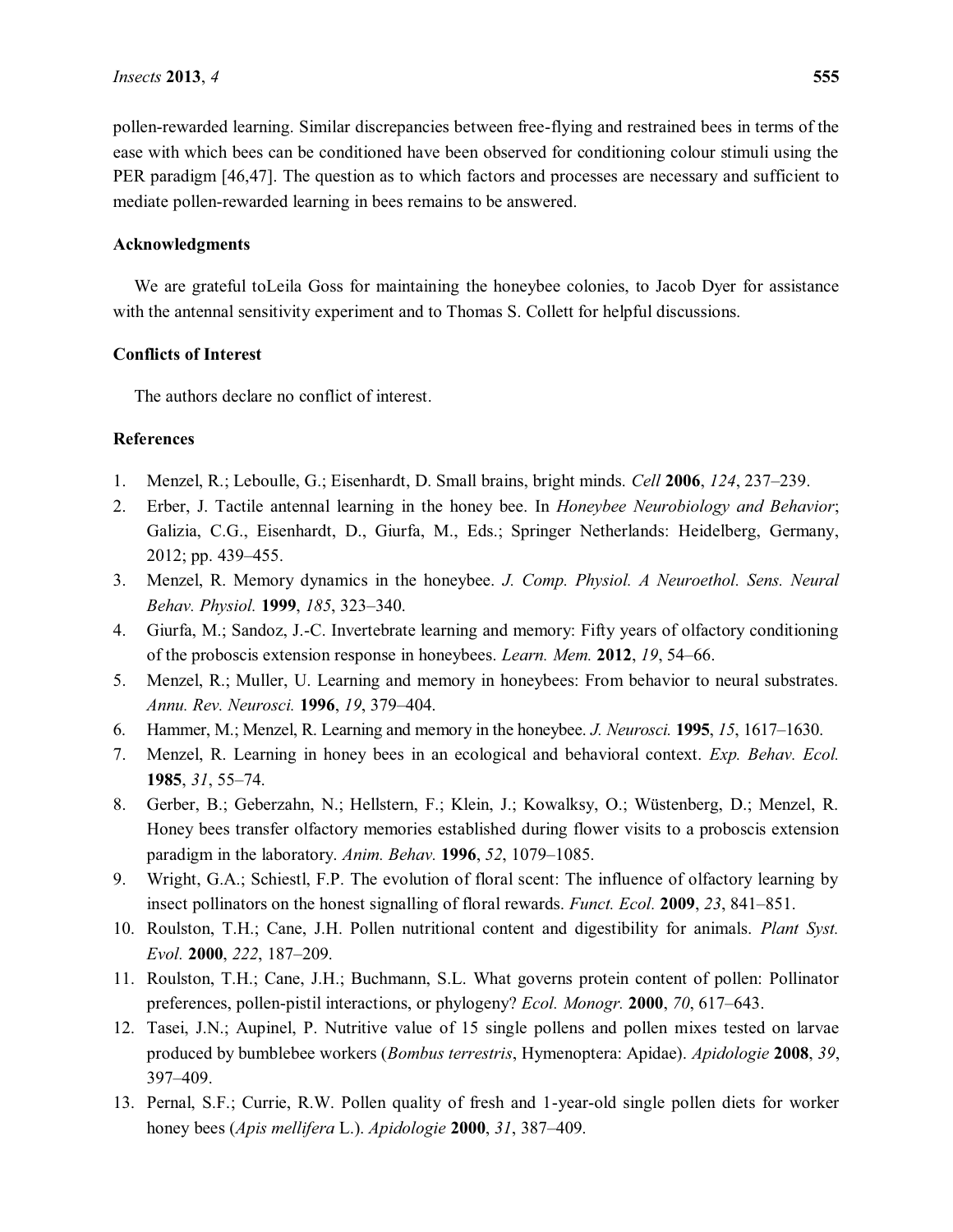pollen-rewarded learning. Similar discrepancies between free-flying and restrained bees in terms of the ease with which bees can be conditioned have been observed for conditioning colour stimuli using the PER paradigm [46,47]. The question as to which factors and processes are necessary and sufficient to mediate pollen-rewarded learning in bees remains to be answered.

## Acknowledgments

We are grateful toLeila Goss for maintaining the honeybee colonies, to Jacob Dyer for assistance with the antennal sensitivity experiment and to Thomas S. Collett for helpful discussions.

## Conflicts of Interest

The authors declare no conflict of interest.

## References

1. Menzel, R.; Leboulle, G.; Eisenhardt, D. Small brains, bright minds. *Cell* **2006**, *124*, 237–239.
2. Erber, J. Tactile antennal learning in the honey bee. In *Honeybee Neurobiology and Behavior*; Galizia, C.G., Eisenhardt, D., Giurfa, M., Eds.; Springer Netherlands: Heidelberg, Germany, 2012; pp. 439–455.
3. Menzel, R. Memory dynamics in the honeybee. *J. Comp. Physiol. A Neuroethol. Sens. Neural Behav. Physiol.* **1999**, *185*, 323–340.
4. Giurfa, M.; Sandoz, J.-C. Invertebrate learning and memory: Fifty years of olfactory conditioning of the proboscis extension response in honeybees. *Learn. Mem.* **2012**, *19*, 54–66.
5. Menzel, R.; Muller, U. Learning and memory in honeybees: From behavior to neural substrates. *Annu. Rev. Neurosci.* **1996**, *19*, 379–404.
6. Hammer, M.; Menzel, R. Learning and memory in the honeybee. *J. Neurosci.* **1995**, *15*, 1617–1630.
7. Menzel, R. Learning in honey bees in an ecological and behavioral context. *Exp. Behav. Ecol.* **1985**, *31*, 55–74.
8. Gerber, B.; Geberzahn, N.; Hellstern, F.; Klein, J.; Kowalksy, O.; Wüstenberg, D.; Menzel, R. Honey bees transfer olfactory memories established during flower visits to a proboscis extension paradigm in the laboratory. *Anim. Behav.* **1996**, *52*, 1079–1085.
9. Wright, G.A.; Schiestl, F.P. The evolution of floral scent: The influence of olfactory learning by insect pollinators on the honest signalling of floral rewards. *Funct. Ecol.* **2009**, *23*, 841–851.
10. Roulston, T.H.; Cane, J.H. Pollen nutritional content and digestibility for animals. *Plant Syst. Evol.* **2000**, *222*, 187–209.
11. Roulston, T.H.; Cane, J.H.; Buchmann, S.L. What governs protein content of pollen: Pollinator preferences, pollen-pistil interactions, or phylogeny? *Ecol. Monogr.* **2000**, *70*, 617–643.
12. Tasei, J.N.; Aupinel, P. Nutritive value of 15 single pollens and pollen mixes tested on larvae produced by bumblebee workers (*Bombus terrestris*, Hymenoptera: Apidae). *Apidologie* **2008**, *39*, 397–409.
13. Pernal, S.F.; Currie, R.W. Pollen quality of fresh and 1-year-old single pollen diets for worker honey bees (*Apis mellifera* L.). *Apidologie* **2000**, *31*, 387–409.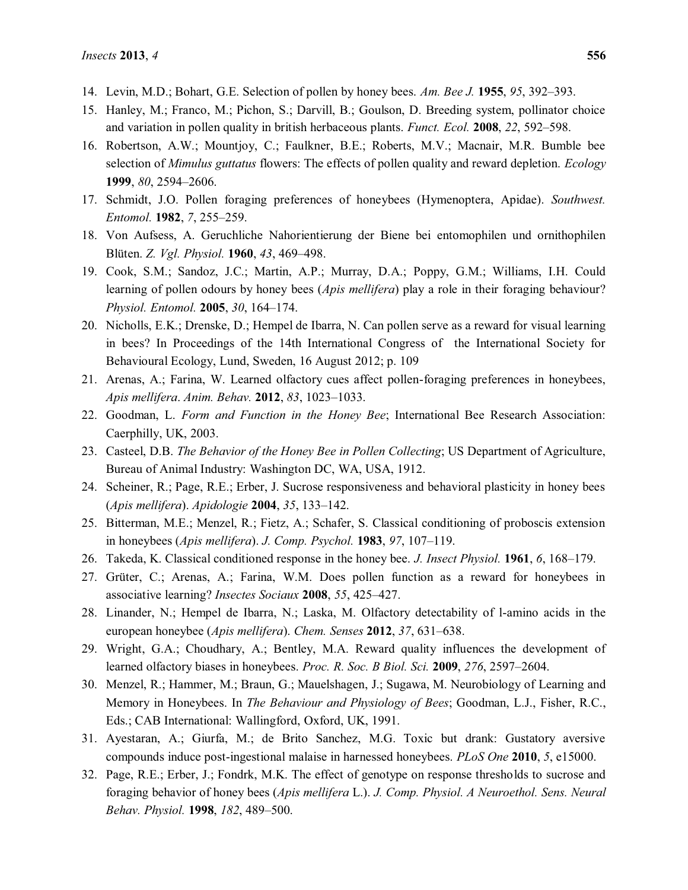14. Levin, M.D.; Bohart, G.E. Selection of pollen by honey bees. *Am. Bee J.* **1955**, *95*, 392–393.
15. Hanley, M.; Franco, M.; Pichon, S.; Darvill, B.; Goulson, D. Breeding system, pollinator choice and variation in pollen quality in british herbaceous plants. *Funct. Ecol.* **2008**, *22*, 592–598.
16. Robertson, A.W.; Mountjoy, C.; Faulkner, B.E.; Roberts, M.V.; Macnair, M.R. Bumble bee selection of *Mimulus guttatus* flowers: The effects of pollen quality and reward depletion. *Ecology* **1999**, *80*, 2594–2606.
17. Schmidt, J.O. Pollen foraging preferences of honeybees (Hymenoptera, Apidae). *Southwest. Entomol.* **1982**, *7*, 255–259.
18. Von Aufsess, A. Geruchliche Nahorientierung der Biene bei entomophilen und ornithophilen Blüten. *Z. Vgl. Physiol.* **1960**, *43*, 469–498.
19. Cook, S.M.; Sandoz, J.C.; Martin, A.P.; Murray, D.A.; Poppy, G.M.; Williams, I.H. Could learning of pollen odours by honey bees (*Apis mellifera*) play a role in their foraging behaviour? *Physiol. Entomol.* **2005**, *30*, 164–174.
20. Nicholls, E.K.; Drenske, D.; Hempel de Ibarra, N. Can pollen serve as a reward for visual learning in bees? In Proceedings of the 14th International Congress of the International Society for Behavioural Ecology, Lund, Sweden, 16 August 2012; p. 109
21. Arenas, A.; Farina, W. Learned olfactory cues affect pollen-foraging preferences in honeybees, *Apis mellifera*. *Anim. Behav.* **2012**, *83*, 1023–1033.
22. Goodman, L. *Form and Function in the Honey Bee*; International Bee Research Association: Caerphilly, UK, 2003.
23. Casteel, D.B. *The Behavior of the Honey Bee in Pollen Collecting*; US Department of Agriculture, Bureau of Animal Industry: Washington DC, WA, USA, 1912.
24. Scheiner, R.; Page, R.E.; Erber, J. Sucrose responsiveness and behavioral plasticity in honey bees (*Apis mellifera*). *Apidologie* **2004**, *35*, 133–142.
25. Bitterman, M.E.; Menzel, R.; Fietz, A.; Schafer, S. Classical conditioning of proboscis extension in honeybees (*Apis mellifera*). *J. Comp. Psychol.* **1983**, *97*, 107–119.
26. Takeda, K. Classical conditioned response in the honey bee. *J. Insect Physiol.* **1961**, *6*, 168–179.
27. Grüter, C.; Arenas, A.; Farina, W.M. Does pollen function as a reward for honeybees in associative learning? *Insectes Sociaux* **2008**, *55*, 425–427.
28. Linander, N.; Hempel de Ibarra, N.; Laska, M. Olfactory detectability of l-amino acids in the european honeybee (*Apis mellifera*). *Chem. Senses* **2012**, *37*, 631–638.
29. Wright, G.A.; Choudhary, A.; Bentley, M.A. Reward quality influences the development of learned olfactory biases in honeybees. *Proc. R. Soc. B Biol. Sci.* **2009**, *276*, 2597–2604.
30. Menzel, R.; Hammer, M.; Braun, G.; Mauelshagen, J.; Sugawa, M. Neurobiology of Learning and Memory in Honeybees. In *The Behaviour and Physiology of Bees*; Goodman, L.J., Fisher, R.C., Eds.; CAB International: Wallingford, Oxford, UK, 1991.
31. Ayestaran, A.; Giurfa, M.; de Brito Sanchez, M.G. Toxic but drank: Gustatory aversive compounds induce post-ingestional malaise in harnessed honeybees. *PLoS One* **2010**, *5*, e15000.
32. Page, R.E.; Erber, J.; Fondrk, M.K. The effect of genotype on response thresholds to sucrose and foraging behavior of honey bees (*Apis mellifera* L.). *J. Comp. Physiol. A Neuroethol. Sens. Neural Behav. Physiol.* **1998**, *182*, 489–500.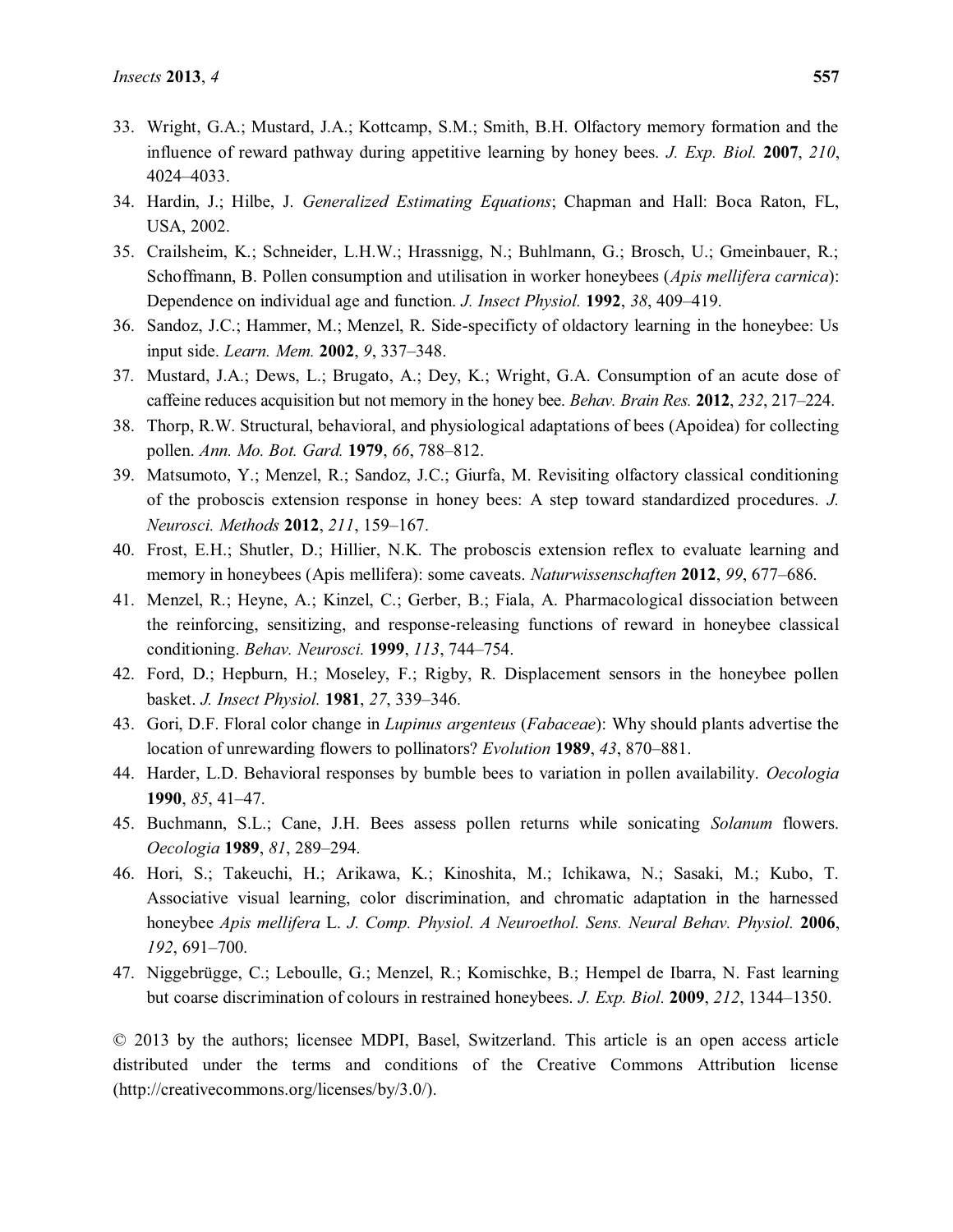33. Wright, G.A.; Mustard, J.A.; Kottcamp, S.M.; Smith, B.H. Olfactory memory formation and the influence of reward pathway during appetitive learning by honey bees. *J. Exp. Biol.* **2007**, *210*, 4024–4033.
34. Hardin, J.; Hilbe, J. *Generalized Estimating Equations*; Chapman and Hall: Boca Raton, FL, USA, 2002.
35. Crailsheim, K.; Schneider, L.H.W.; Hrassnigg, N.; Buhlmann, G.; Brosch, U.; Gmeinbauer, R.; Schoffmann, B. Pollen consumption and utilisation in worker honeybees (*Apis mellifera carnica*): Dependence on individual age and function. *J. Insect Physiol.* **1992**, *38*, 409–419.
36. Sandoz, J.C.; Hammer, M.; Menzel, R. Side-specificty of oldactory learning in the honeybee: Us input side. *Learn. Mem.* **2002**, *9*, 337–348.
37. Mustard, J.A.; Dews, L.; Brugato, A.; Dey, K.; Wright, G.A. Consumption of an acute dose of caffeine reduces acquisition but not memory in the honey bee. *Behav. Brain Res.* **2012**, *232*, 217–224.
38. Thorp, R.W. Structural, behavioral, and physiological adaptations of bees (Apoidea) for collecting pollen. *Ann. Mo. Bot. Gard.* **1979**, *66*, 788–812.
39. Matsumoto, Y.; Menzel, R.; Sandoz, J.C.; Giurfa, M. Revisiting olfactory classical conditioning of the proboscis extension response in honey bees: A step toward standardized procedures. *J. Neurosci. Methods* **2012**, *211*, 159–167.
40. Frost, E.H.; Shutler, D.; Hillier, N.K. The proboscis extension reflex to evaluate learning and memory in honeybees (Apis mellifera): some caveats. *Naturwissenschaften* **2012**, *99*, 677–686.
41. Menzel, R.; Heyne, A.; Kinzel, C.; Gerber, B.; Fiala, A. Pharmacological dissociation between the reinforcing, sensitizing, and response-releasing functions of reward in honeybee classical conditioning. *Behav. Neurosci.* **1999**, *113*, 744–754.
42. Ford, D.; Hepburn, H.; Moseley, F.; Rigby, R. Displacement sensors in the honeybee pollen basket. *J. Insect Physiol.* **1981**, *27*, 339–346.
43. Gori, D.F. Floral color change in *Lupinus argenteus* (*Fabaceae*): Why should plants advertise the location of unrewarding flowers to pollinators? *Evolution* **1989**, *43*, 870–881.
44. Harder, L.D. Behavioral responses by bumble bees to variation in pollen availability. *Oecologia* **1990**, *85*, 41–47.
45. Buchmann, S.L.; Cane, J.H. Bees assess pollen returns while sonicating *Solanum* flowers. *Oecologia* **1989**, *81*, 289–294.
46. Hori, S.; Takeuchi, H.; Arikawa, K.; Kinoshita, M.; Ichikawa, N.; Sasaki, M.; Kubo, T. Associative visual learning, color discrimination, and chromatic adaptation in the harnessed honeybee *Apis mellifera* L. *J. Comp. Physiol. A Neuroethol. Sens. Neural Behav. Physiol.* **2006**, *192*, 691–700.
47. Niggebrügge, C.; Leboulle, G.; Menzel, R.; Komischke, B.; Hempel de Ibarra, N. Fast learning but coarse discrimination of colours in restrained honeybees. *J. Exp. Biol.* **2009**, *212*, 1344–1350.

© 2013 by the authors; licensee MDPI, Basel, Switzerland. This article is an open access article distributed under the terms and conditions of the Creative Commons Attribution license (http://creativecommons.org/licenses/by/3.0/).